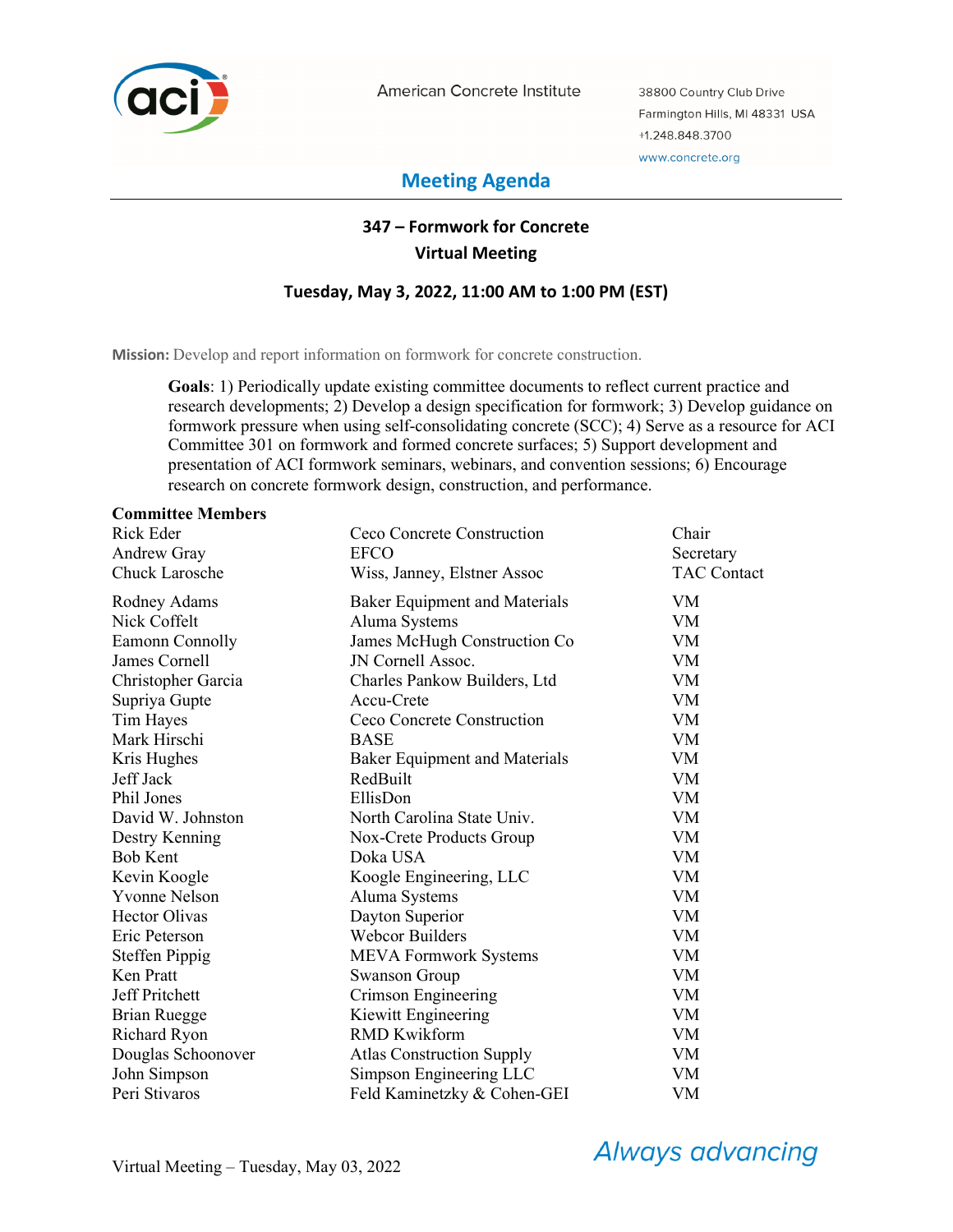American Concrete Institute

38800 Country Club Drive
Farmington Hills, MI 48331 USA
+1.248.848.3700
www.concrete.org

# Meeting Agenda

## 347 – Formwork for Concrete
## Virtual Meeting

### Tuesday, May 3, 2022, 11:00 AM to 1:00 PM (EST)

**Mission:** Develop and report information on formwork for concrete construction.

**Goals**: 1) Periodically update existing committee documents to reflect current practice and research developments; 2) Develop a design specification for formwork; 3) Develop guidance on formwork pressure when using self-consolidating concrete (SCC); 4) Serve as a resource for ACI Committee 301 on formwork and formed concrete surfaces; 5) Support development and presentation of ACI formwork seminars, webinars, and convention sessions; 6) Encourage research on concrete formwork design, construction, and performance.

**Committee Members**

| | | |
|---|---|---|
| Rick Eder | Ceco Concrete Construction | Chair |
| Andrew Gray | EFCO | Secretary |
| Chuck Larosche | Wiss, Janney, Elstner Assoc | TAC Contact |
| Rodney Adams | Baker Equipment and Materials | VM |
| Nick Coffelt | Aluma Systems | VM |
| Eamonn Connolly | James McHugh Construction Co | VM |
| James Cornell | JN Cornell Assoc. | VM |
| Christopher Garcia | Charles Pankow Builders, Ltd | VM |
| Supriya Gupte | Accu-Crete | VM |
| Tim Hayes | Ceco Concrete Construction | VM |
| Mark Hirschi | BASE | VM |
| Kris Hughes | Baker Equipment and Materials | VM |
| Jeff Jack | RedBuilt | VM |
| Phil Jones | EllisDon | VM |
| David W. Johnston | North Carolina State Univ. | VM |
| Destry Kenning | Nox-Crete Products Group | VM |
| Bob Kent | Doka USA | VM |
| Kevin Koogle | Koogle Engineering, LLC | VM |
| Yvonne Nelson | Aluma Systems | VM |
| Hector Olivas | Dayton Superior | VM |
| Eric Peterson | Webcor Builders | VM |
| Steffen Pippig | MEVA Formwork Systems | VM |
| Ken Pratt | Swanson Group | VM |
| Jeff Pritchett | Crimson Engineering | VM |
| Brian Ruegge | Kiewitt Engineering | VM |
| Richard Ryon | RMD Kwikform | VM |
| Douglas Schoonover | Atlas Construction Supply | VM |
| John Simpson | Simpson Engineering LLC | VM |
| Peri Stivaros | Feld Kaminetzky & Cohen-GEI | VM |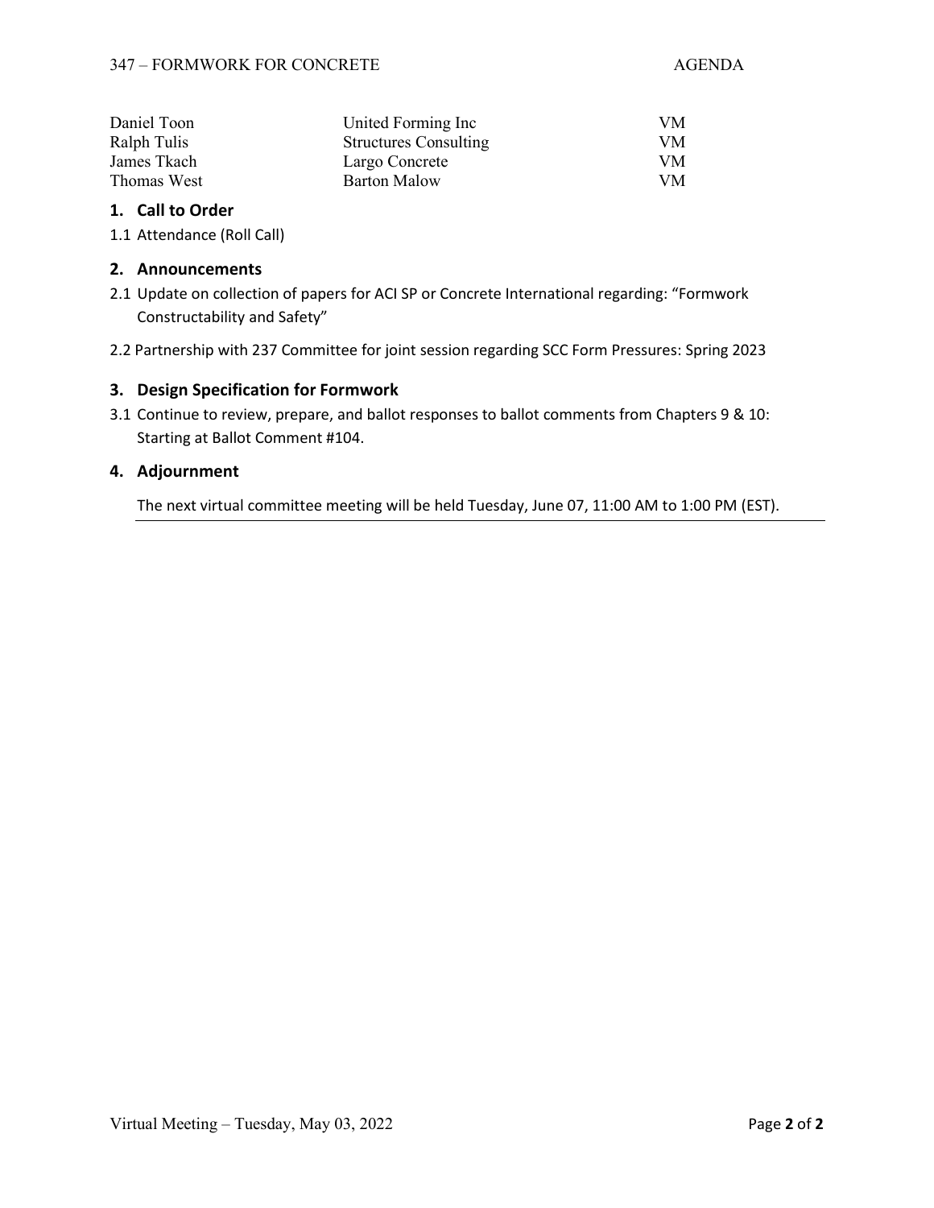| | | |
|---|---|---|
| Daniel Toon | United Forming Inc | VM |
| Ralph Tulis | Structures Consulting | VM |
| James Tkach | Largo Concrete | VM |
| Thomas West | Barton Malow | VM |

## 1. Call to Order

1.1 Attendance (Roll Call)

## 2. Announcements

2.1 Update on collection of papers for ACI SP or Concrete International regarding: "Formwork Constructability and Safety"

2.2 Partnership with 237 Committee for joint session regarding SCC Form Pressures: Spring 2023

## 3. Design Specification for Formwork

3.1 Continue to review, prepare, and ballot responses to ballot comments from Chapters 9 & 10: Starting at Ballot Comment #104.

## 4. Adjournment

The next virtual committee meeting will be held Tuesday, June 07, 11:00 AM to 1:00 PM (EST).